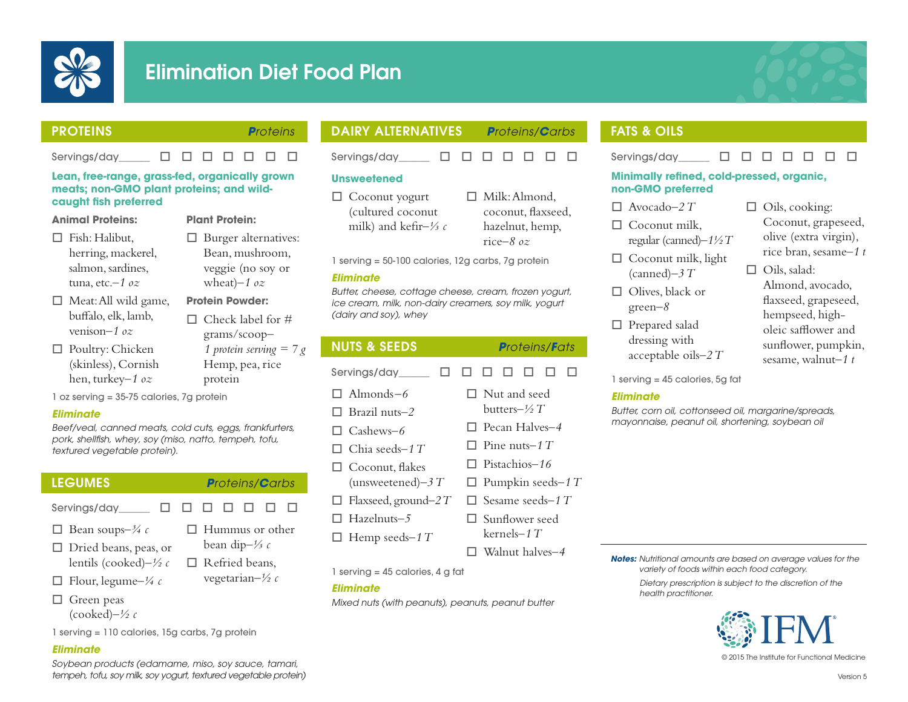# Elimination Diet Food Plan

## PROTEINS

*Proteins*

Servings/day_____ ☐ ☐ ☐ ☐ ☐ ☐ ☐

**Lean, free-range, grass-fed, organically grown meats; non-GMO plant proteins; and wild-caught fish preferred**

### Animal Proteins:

- ☐ Fish: Halibut, herring, mackerel, salmon, sardines, tuna, etc.–*1 oz*
- ☐ Meat: All wild game, buffalo, elk, lamb, venison–*1 oz*
- ☐ Poultry: Chicken (skinless), Cornish hen, turkey–*1 oz*

### Plant Protein:

- ☐ Burger alternatives: Bean, mushroom, veggie (no soy or wheat)–*1 oz*

### Protein Powder:

- ☐ Check label for # grams/scoop– *1 protein serving = 7 g* Hemp, pea, rice protein

1 oz serving = 35-75 calories, 7g protein

***Eliminate***

*Beef/veal, canned meats, cold cuts, eggs, frankfurters, pork, shellfish, whey, soy (miso, natto, tempeh, tofu, textured vegetable protein).*

## LEGUMES

*Proteins/Carbs*

Servings/day_____ ☐ ☐ ☐ ☐ ☐ ☐ ☐

- ☐ Bean soups–*¾ c*
- ☐ Dried beans, peas, or lentils (cooked)–*½ c*
- ☐ Flour, legume–*¼ c*
- ☐ Green peas (cooked)–*½ c*
- ☐ Hummus or other bean dip–*⅓ c*
- ☐ Refried beans, vegetarian–*½ c*

1 serving = 110 calories, 15g carbs, 7g protein

***Eliminate***

*Soybean products (edamame, miso, soy sauce, tamari, tempeh, tofu, soy milk, soy yogurt, textured vegetable protein)*

## DAIRY ALTERNATIVES

*Proteins/Carbs*

Servings/day_____ ☐ ☐ ☐ ☐ ☐ ☐ ☐

**Unsweetened**

- ☐ Coconut yogurt (cultured coconut milk) and kefir–*⅓ c*
- ☐ Milk: Almond, coconut, flaxseed, hazelnut, hemp, rice–*8 oz*

1 serving = 50-100 calories, 12g carbs, 7g protein

***Eliminate***

*Butter, cheese, cottage cheese, cream, frozen yogurt, ice cream, milk, non-dairy creamers, soy milk, yogurt (dairy and soy), whey*

## NUTS & SEEDS

*Proteins/Fats*

Servings/day_____ ☐ ☐ ☐ ☐ ☐ ☐ ☐

- ☐ Almonds–*6*
- ☐ Brazil nuts–*2*
- ☐ Cashews–*6*
- ☐ Chia seeds–*1 T*
- ☐ Coconut, flakes (unsweetened)–*3 T*
- ☐ Flaxseed, ground–*2 T*
- ☐ Hazelnuts–*5*
- ☐ Hemp seeds–*1 T*
- ☐ Nut and seed butters–*½ T*
- ☐ Pecan Halves–*4*
- ☐ Pine nuts–*1 T*
- ☐ Pistachios–*16*
- ☐ Pumpkin seeds–*1 T*
- ☐ Sesame seeds–*1 T*
- ☐ Sunflower seed kernels–*1 T*
- ☐ Walnut halves–*4*

1 serving = 45 calories, 4 g fat

***Eliminate***

*Mixed nuts (with peanuts), peanuts, peanut butter*

## FATS & OILS

Servings/day_____ ☐ ☐ ☐ ☐ ☐ ☐ ☐

**Minimally refined, cold-pressed, organic, non-GMO preferred**

- ☐ Avocado–*2 T*
- ☐ Coconut milk, regular (canned)–*1½ T*
- ☐ Coconut milk, light (canned)–*3 T*
- ☐ Olives, black or green–*8*
- ☐ Prepared salad dressing with acceptable oils–*2 T*
- ☐ Oils, cooking: Coconut, grapeseed, olive (extra virgin), rice bran, sesame–*1 t*
- ☐ Oils, salad: Almond, avocado, flaxseed, grapeseed, hempseed, high-oleic safflower and sunflower, pumpkin, sesame, walnut–*1 t*

1 serving = 45 calories, 5g fat

***Eliminate***

*Butter, corn oil, cottonseed oil, margarine/spreads, mayonnaise, peanut oil, shortening, soybean oil*

***Notes:*** *Nutritional amounts are based on average values for the variety of foods within each food category.*

*Dietary prescription is subject to the discretion of the health practitioner.*

IFM®

© 2015 The Institute for Functional Medicine

Version 5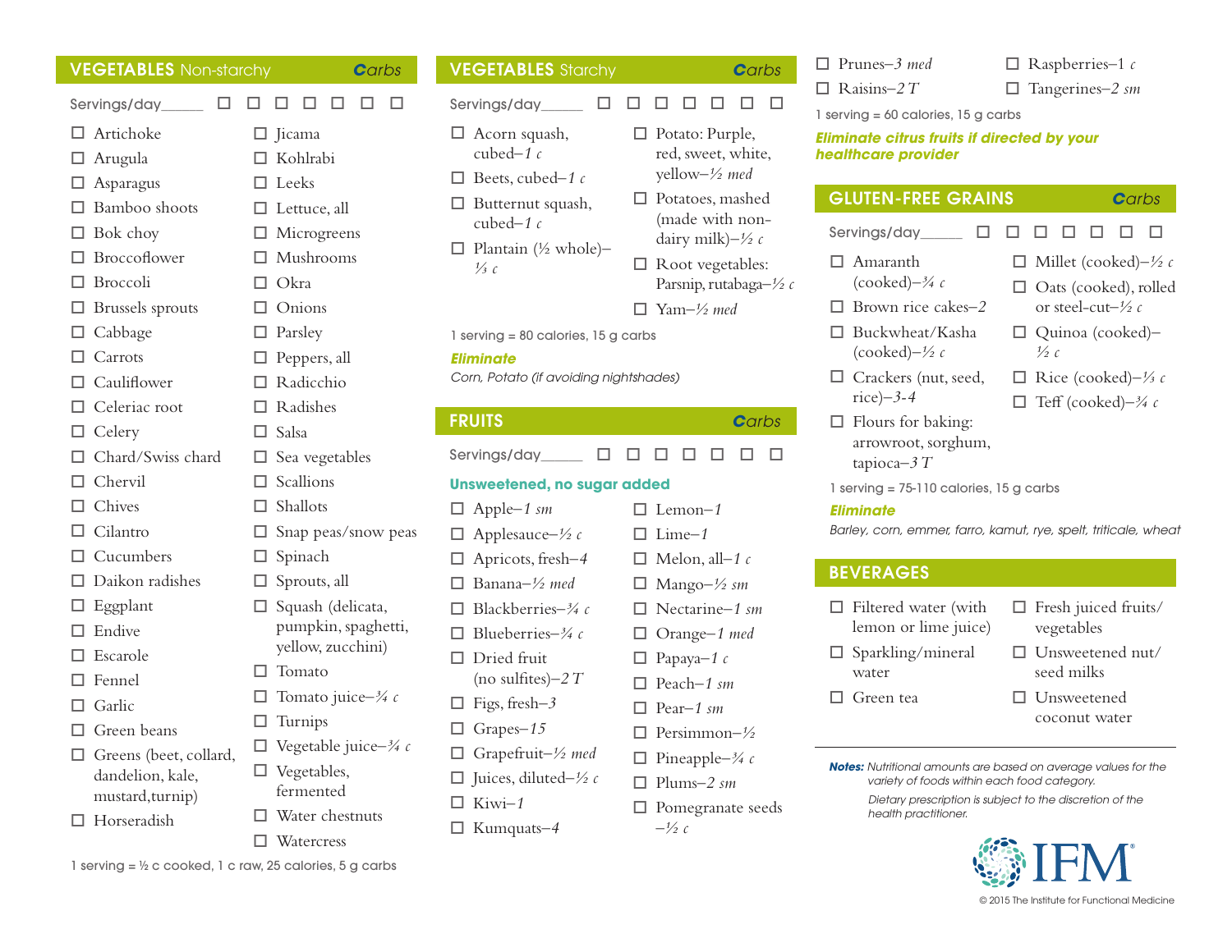## VEGETABLES Non-starchy — *Carbs*

Servings/day_____ ☐ ☐ ☐ ☐ ☐ ☐ ☐

- ☐ Artichoke
- ☐ Arugula
- ☐ Asparagus
- ☐ Bamboo shoots
- ☐ Bok choy
- ☐ Broccoflower
- ☐ Broccoli
- ☐ Brussels sprouts
- ☐ Cabbage
- ☐ Carrots
- ☐ Cauliflower
- ☐ Celeriac root
- ☐ Celery
- ☐ Chard/Swiss chard
- ☐ Chervil
- ☐ Chives
- ☐ Cilantro
- ☐ Cucumbers
- ☐ Daikon radishes
- ☐ Eggplant
- ☐ Endive
- ☐ Escarole
- ☐ Fennel
- ☐ Garlic
- ☐ Green beans
- ☐ Greens (beet, collard, dandelion, kale, mustard,turnip)
- ☐ Horseradish
- ☐ Jicama
- ☐ Kohlrabi
- ☐ Leeks
- ☐ Lettuce, all
- ☐ Microgreens
- ☐ Mushrooms
- ☐ Okra
- ☐ Onions
- ☐ Parsley
- ☐ Peppers, all
- ☐ Radicchio
- ☐ Radishes
- ☐ Salsa
- ☐ Sea vegetables
- ☐ Scallions
- ☐ Shallots
- ☐ Snap peas/snow peas
- ☐ Spinach
- ☐ Sprouts, all
- ☐ Squash (delicata, pumpkin, spaghetti, yellow, zucchini)
- ☐ Tomato
- ☐ Tomato juice–*¾ c*
- ☐ Turnips
- ☐ Vegetable juice–*¾ c*
- ☐ Vegetables, fermented
- ☐ Water chestnuts
- ☐ Watercress

1 serving = ½ c cooked, 1 c raw, 25 calories, 5 g carbs

## VEGETABLES Starchy — *Carbs*

Servings/day_____ ☐ ☐ ☐ ☐ ☐ ☐ ☐

- ☐ Acorn squash, cubed–*1 c*
- ☐ Beets, cubed–*1 c*
- ☐ Butternut squash, cubed–*1 c*
- ☐ Plantain (½ whole)–*⅓ c*
- ☐ Potato: Purple, red, sweet, white, yellow–*½ med*
- ☐ Potatoes, mashed (made with non-dairy milk)–*½ c*
- ☐ Root vegetables: Parsnip, rutabaga–*½ c*
- ☐ Yam–*½ med*

1 serving = 80 calories, 15 g carbs

***Eliminate***

*Corn, Potato (if avoiding nightshades)*

## FRUITS — *Carbs*

Servings/day_____ ☐ ☐ ☐ ☐ ☐ ☐ ☐

**Unsweetened, no sugar added**

- ☐ Apple–*1 sm*
- ☐ Applesauce–*½ c*
- ☐ Apricots, fresh–*4*
- ☐ Banana–*½ med*
- ☐ Blackberries–*¾ c*
- ☐ Blueberries–*¾ c*
- ☐ Dried fruit (no sulfites)–*2 T*
- ☐ Figs, fresh–*3*
- ☐ Grapes–*15*
- ☐ Grapefruit–*½ med*
- ☐ Juices, diluted–*½ c*
- ☐ Kiwi–*1*
- ☐ Kumquats–*4*
- ☐ Lemon–*1*
- ☐ Lime–*1*
- ☐ Melon, all–*1 c*
- ☐ Mango–*½ sm*
- ☐ Nectarine–*1 sm*
- ☐ Orange–*1 med*
- ☐ Papaya–*1 c*
- ☐ Peach–*1 sm*
- ☐ Pear–*1 sm*
- ☐ Persimmon–*½*
- ☐ Pineapple–*¾ c*
- ☐ Plums–*2 sm*
- ☐ Pomegranate seeds–*½ c*
- ☐ Prunes–*3 med*
- ☐ Raisins–*2 T*
- ☐ Raspberries–*1 c*
- ☐ Tangerines–*2 sm*

1 serving = 60 calories, 15 g carbs

***Eliminate citrus fruits if directed by your healthcare provider***

## GLUTEN-FREE GRAINS — *Carbs*

Servings/day_____ ☐ ☐ ☐ ☐ ☐ ☐ ☐

- ☐ Amaranth (cooked)–*¾ c*
- ☐ Brown rice cakes–*2*
- ☐ Buckwheat/Kasha (cooked)–*½ c*
- ☐ Crackers (nut, seed, rice)–*3-4*
- ☐ Flours for baking: arrowroot, sorghum, tapioca–*3 T*
- ☐ Millet (cooked)–*½ c*
- ☐ Oats (cooked), rolled or steel-cut–*½ c*
- ☐ Quinoa (cooked)–*½ c*
- ☐ Rice (cooked)–*⅓ c*
- ☐ Teff (cooked)–*¾ c*

1 serving = 75-110 calories, 15 g carbs

***Eliminate***

*Barley, corn, emmer, farro, kamut, rye, spelt, triticale, wheat*

## BEVERAGES

- ☐ Filtered water (with lemon or lime juice)
- ☐ Sparkling/mineral water
- ☐ Green tea
- ☐ Fresh juiced fruits/vegetables
- ☐ Unsweetened nut/seed milks
- ☐ Unsweetened coconut water

***Notes:*** *Nutritional amounts are based on average values for the variety of foods within each food category.*

*Dietary prescription is subject to the discretion of the health practitioner.*

IFM®

© 2015 The Institute for Functional Medicine